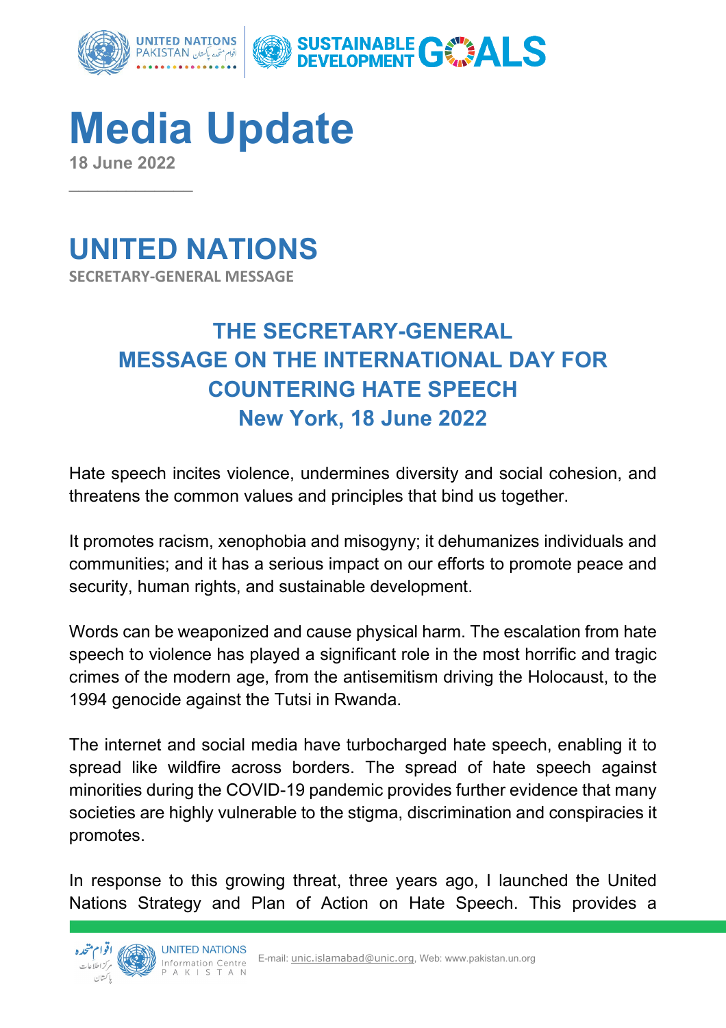# Media Update

**18 June 2022**

## UNITED NATIONS

SECRETARY-GENERAL MESSAGE

### THE SECRETARY-GENERAL MESSAGE ON THE INTERNATIONAL DAY FOR COUNTERING HATE SPEECH New York, 18 June 2022

Hate speech incites violence, undermines diversity and social cohesion, and threatens the common values and principles that bind us together.

It promotes racism, xenophobia and misogyny; it dehumanizes individuals and communities; and it has a serious impact on our efforts to promote peace and security, human rights, and sustainable development.

Words can be weaponized and cause physical harm. The escalation from hate speech to violence has played a significant role in the most horrific and tragic crimes of the modern age, from the antisemitism driving the Holocaust, to the 1994 genocide against the Tutsi in Rwanda.

The internet and social media have turbocharged hate speech, enabling it to spread like wildfire across borders. The spread of hate speech against minorities during the COVID-19 pandemic provides further evidence that many societies are highly vulnerable to the stigma, discrimination and conspiracies it promotes.

In response to this growing threat, three years ago, I launched the United Nations Strategy and Plan of Action on Hate Speech. This provides a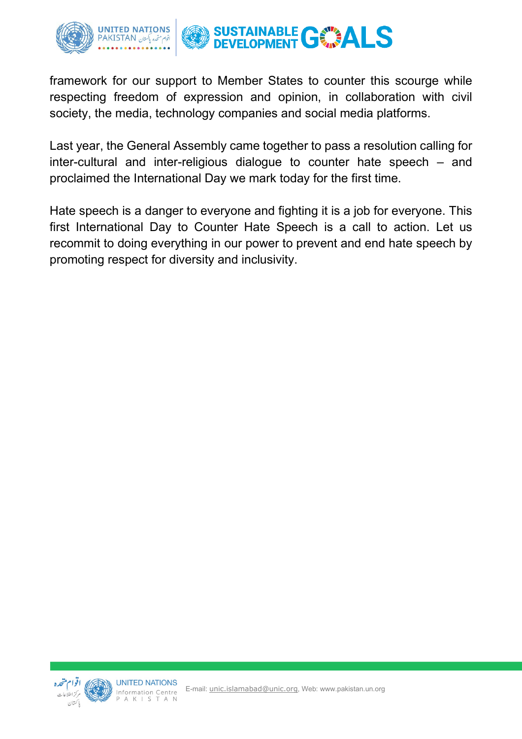framework for our support to Member States to counter this scourge while respecting freedom of expression and opinion, in collaboration with civil society, the media, technology companies and social media platforms.

Last year, the General Assembly came together to pass a resolution calling for inter-cultural and inter-religious dialogue to counter hate speech – and proclaimed the International Day we mark today for the first time.

Hate speech is a danger to everyone and fighting it is a job for everyone. This first International Day to Counter Hate Speech is a call to action. Let us recommit to doing everything in our power to prevent and end hate speech by promoting respect for diversity and inclusivity.